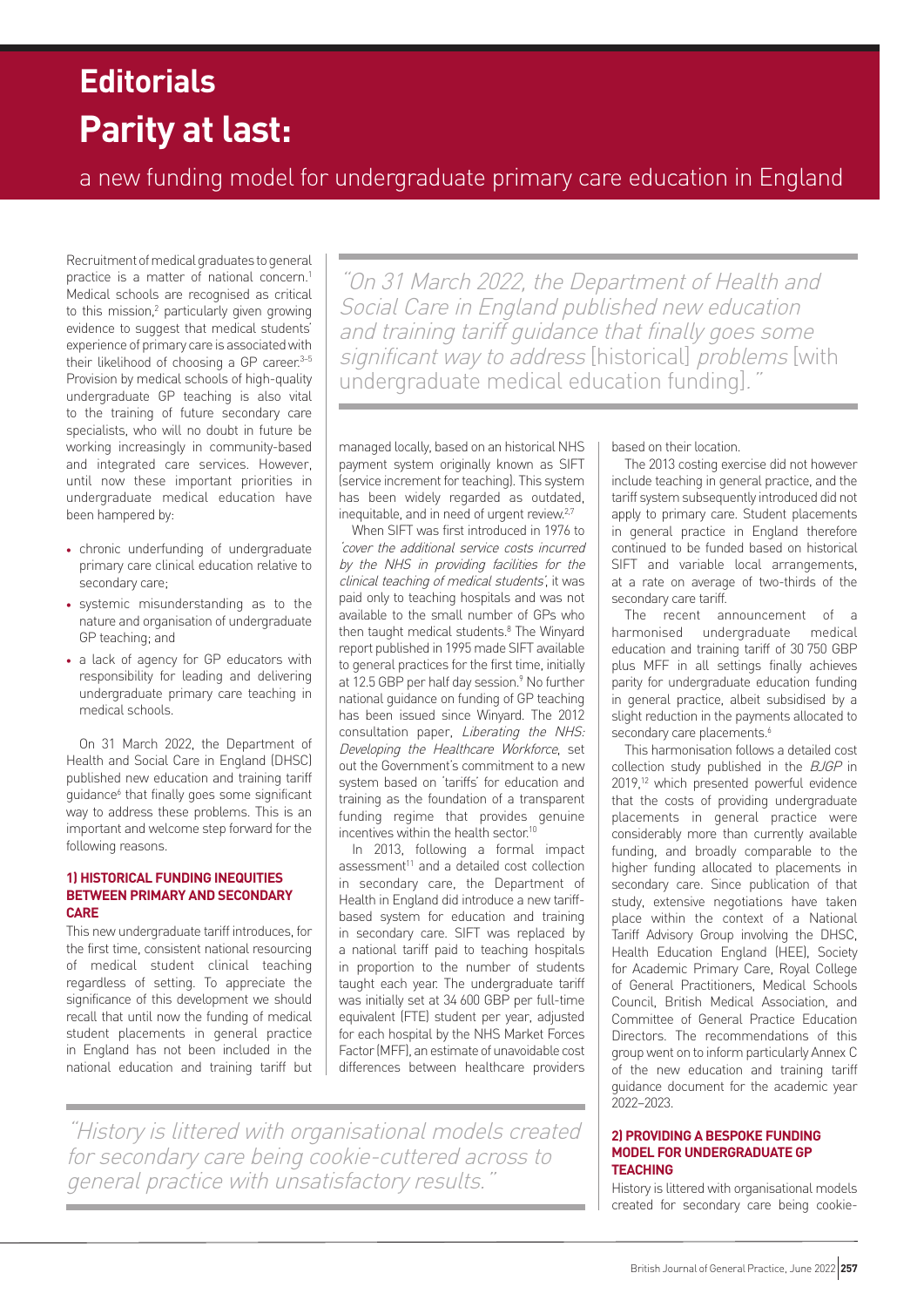# Editorials

# Parity at last:

## a new funding model for undergraduate primary care education in England

Recruitment of medical graduates to general practice is a matter of national concern.[1] Medical schools are recognised as critical to this mission,[2] particularly given growing evidence to suggest that medical students' experience of primary care is associated with their likelihood of choosing a GP career.[3–5] Provision by medical schools of high-quality undergraduate GP teaching is also vital to the training of future secondary care specialists, who will no doubt in future be working increasingly in community-based and integrated care services. However, until now these important priorities in undergraduate medical education have been hampered by:

- chronic underfunding of undergraduate primary care clinical education relative to secondary care;
- systemic misunderstanding as to the nature and organisation of undergraduate GP teaching; and
- a lack of agency for GP educators with responsibility for leading and delivering undergraduate primary care teaching in medical schools.

On 31 March 2022, the Department of Health and Social Care in England (DHSC) published new education and training tariff guidance[6] that finally goes some significant way to address these problems. This is an important and welcome step forward for the following reasons.

> *"On 31 March 2022, the Department of Health and Social Care in England published new education and training tariff guidance that finally goes some significant way to address* [historical] *problems* [with undergraduate medical education funding]."

### 1) HISTORICAL FUNDING INEQUITIES BETWEEN PRIMARY AND SECONDARY CARE

This new undergraduate tariff introduces, for the first time, consistent national resourcing of medical student clinical teaching regardless of setting. To appreciate the significance of this development we should recall that until now the funding of medical student placements in general practice in England has not been included in the national education and training tariff but managed locally, based on an historical NHS payment system originally known as SIFT (service increment for teaching). This system has been widely regarded as outdated, inequitable, and in need of urgent review.[2,7]

When SIFT was first introduced in 1976 to *'cover the additional service costs incurred by the NHS in providing facilities for the clinical teaching of medical students'*, it was paid only to teaching hospitals and was not available to the small number of GPs who then taught medical students.[8] The Winyard report published in 1995 made SIFT available to general practices for the first time, initially at 12.5 GBP per half day session.[9] No further national guidance on funding of GP teaching has been issued since Winyard. The 2012 consultation paper, *Liberating the NHS: Developing the Healthcare Workforce*, set out the Government's commitment to a new system based on 'tariffs' for education and training as the foundation of a transparent funding regime that provides genuine incentives within the health sector.[10]

In 2013, following a formal impact assessment[11] and a detailed cost collection in secondary care, the Department of Health in England did introduce a new tariff-based system for education and training in secondary care. SIFT was replaced by a national tariff paid to teaching hospitals in proportion to the number of students taught each year. The undergraduate tariff was initially set at 34 600 GBP per full-time equivalent (FTE) student per year, adjusted for each hospital by the NHS Market Forces Factor (MFF), an estimate of unavoidable cost differences between healthcare providers based on their location.

The 2013 costing exercise did not however include teaching in general practice, and the tariff system subsequently introduced did not apply to primary care. Student placements in general practice in England therefore continued to be funded based on historical SIFT and variable local arrangements, at a rate on average of two-thirds of the secondary care tariff.

The recent announcement of a harmonised undergraduate medical education and training tariff of 30 750 GBP plus MFF in all settings finally achieves parity for undergraduate education funding in general practice, albeit subsidised by a slight reduction in the payments allocated to secondary care placements.[6]

This harmonisation follows a detailed cost collection study published in the *BJGP* in 2019,[12] which presented powerful evidence that the costs of providing undergraduate placements in general practice were considerably more than currently available funding, and broadly comparable to the higher funding allocated to placements in secondary care. Since publication of that study, extensive negotiations have taken place within the context of a National Tariff Advisory Group involving the DHSC, Health Education England (HEE), Society for Academic Primary Care, Royal College of General Practitioners, Medical Schools Council, British Medical Association, and Committee of General Practice Education Directors. The recommendations of this group went on to inform particularly Annex C of the new education and training tariff guidance document for the academic year 2022–2023.

> *"History is littered with organisational models created for secondary care being cookie-cuttered across to general practice with unsatisfactory results."*

### 2) PROVIDING A BESPOKE FUNDING MODEL FOR UNDERGRADUATE GP TEACHING

History is littered with organisational models created for secondary care being cookie-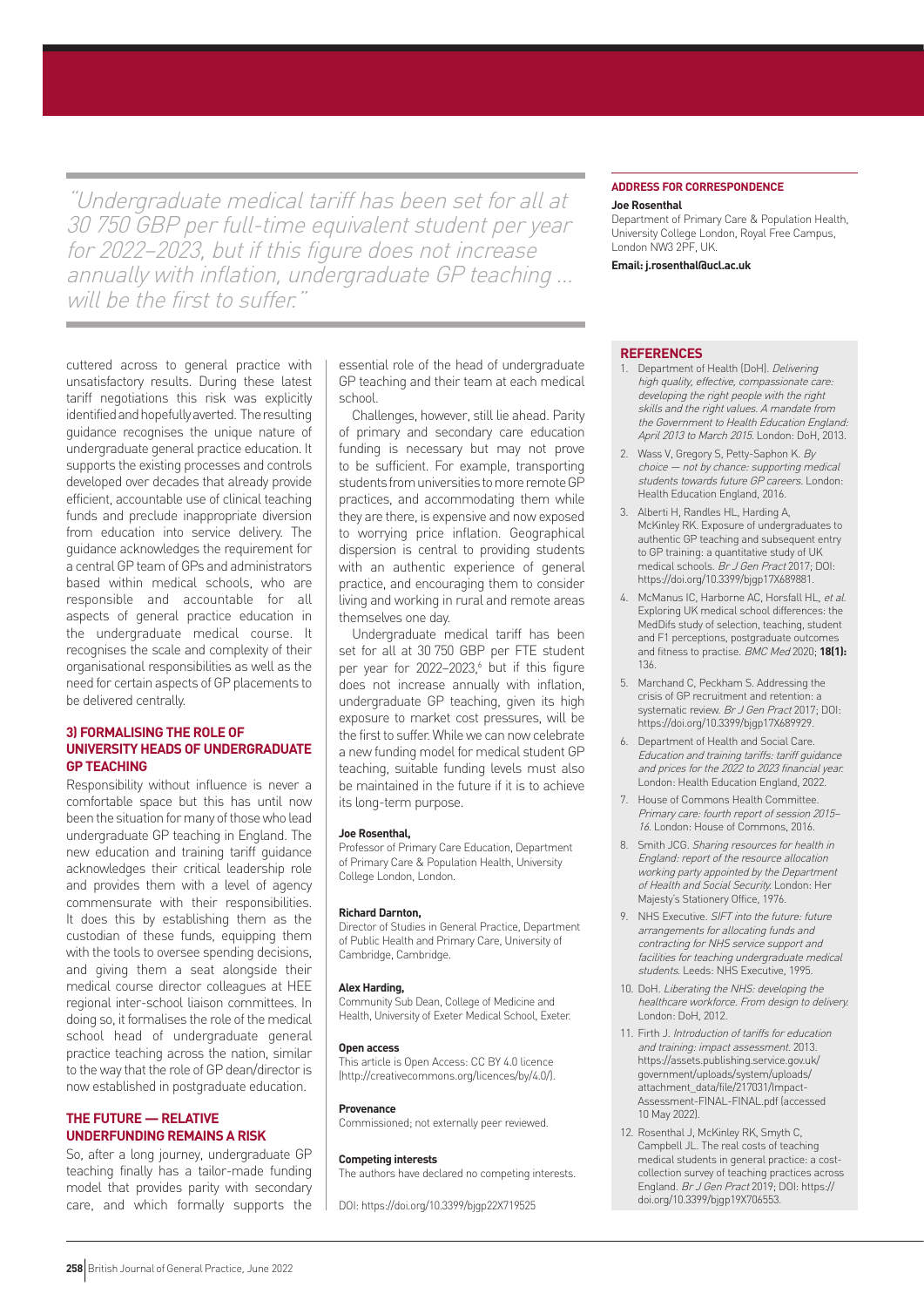> "Undergraduate medical tariff has been set for all at 30 750 GBP per full-time equivalent student per year for 2022–2023, but if this figure does not increase annually with inflation, undergraduate GP teaching ... will be the first to suffer."

cuttered across to general practice with unsatisfactory results. During these latest tariff negotiations this risk was explicitly identified and hopefully averted. The resulting guidance recognises the unique nature of undergraduate general practice education. It supports the existing processes and controls developed over decades that already provide efficient, accountable use of clinical teaching funds and preclude inappropriate diversion from education into service delivery. The guidance acknowledges the requirement for a central GP team of GPs and administrators based within medical schools, who are responsible and accountable for all aspects of general practice education in the undergraduate medical course. It recognises the scale and complexity of their organisational responsibilities as well as the need for certain aspects of GP placements to be delivered centrally.

### 3) FORMALISING THE ROLE OF UNIVERSITY HEADS OF UNDERGRADUATE GP TEACHING

Responsibility without influence is never a comfortable space but this has until now been the situation for many of those who lead undergraduate GP teaching in England. The new education and training tariff guidance acknowledges their critical leadership role and provides them with a level of agency commensurate with their responsibilities. It does this by establishing them as the custodian of these funds, equipping them with the tools to oversee spending decisions, and giving them a seat alongside their medical course director colleagues at HEE regional inter-school liaison committees. In doing so, it formalises the role of the medical school head of undergraduate general practice teaching across the nation, similar to the way that the role of GP dean/director is now established in postgraduate education.

### THE FUTURE — RELATIVE UNDERFUNDING REMAINS A RISK

So, after a long journey, undergraduate GP teaching finally has a tailor-made funding model that provides parity with secondary care, and which formally supports the essential role of the head of undergraduate GP teaching and their team at each medical school.

Challenges, however, still lie ahead. Parity of primary and secondary care education funding is necessary but may not prove to be sufficient. For example, transporting students from universities to more remote GP practices, and accommodating them while they are there, is expensive and now exposed to worrying price inflation. Geographical dispersion is central to providing students with an authentic experience of general practice, and encouraging them to consider living and working in rural and remote areas themselves one day.

Undergraduate medical tariff has been set for all at 30 750 GBP per FTE student per year for 2022–2023,[6] but if this figure does not increase annually with inflation, undergraduate GP teaching, given its high exposure to market cost pressures, will be the first to suffer. While we can now celebrate a new funding model for medical student GP teaching, suitable funding levels must also be maintained in the future if it is to achieve its long-term purpose.

**Joe Rosenthal,**
Professor of Primary Care Education, Department of Primary Care & Population Health, University College London, London.

**Richard Darnton,**
Director of Studies in General Practice, Department of Public Health and Primary Care, University of Cambridge, Cambridge.

**Alex Harding,**
Community Sub Dean, College of Medicine and Health, University of Exeter Medical School, Exeter.

**Open access**
This article is Open Access: CC BY 4.0 licence (http://creativecommons.org/licences/by/4.0/).

**Provenance**
Commissioned; not externally peer reviewed.

**Competing interests**
The authors have declared no competing interests.

DOI: https://doi.org/10.3399/bjgp22X719525

**ADDRESS FOR CORRESPONDENCE**

**Joe Rosenthal**
Department of Primary Care & Population Health, University College London, Royal Free Campus, London NW3 2PF, UK.

**Email: j.rosenthal@ucl.ac.uk**

## REFERENCES

1. Department of Health (DoH). *Delivering high quality, effective, compassionate care: developing the right people with the right skills and the right values. A mandate from the Government to Health Education England: April 2013 to March 2015.* London: DoH, 2013.
2. Wass V, Gregory S, Petty-Saphon K. *By choice — not by chance: supporting medical students towards future GP careers.* London: Health Education England, 2016.
3. Alberti H, Randles HL, Harding A, McKinley RK. Exposure of undergraduates to authentic GP teaching and subsequent entry to GP training: a quantitative study of UK medical schools. *Br J Gen Pract* 2017; DOI: https://doi.org/10.3399/bjgp17X689881.
4. McManus IC, Harborne AC, Horsfall HL, *et al.* Exploring UK medical school differences: the MedDifs study of selection, teaching, student and F1 perceptions, postgraduate outcomes and fitness to practise. *BMC Med* 2020; **18(1):** 136.
5. Marchand C, Peckham S. Addressing the crisis of GP recruitment and retention: a systematic review. *Br J Gen Pract* 2017; DOI: https://doi.org/10.3399/bjgp17X689929.
6. Department of Health and Social Care. *Education and training tariffs: tariff guidance and prices for the 2022 to 2023 financial year.* London: Health Education England, 2022.
7. House of Commons Health Committee. *Primary care: fourth report of session 2015–16.* London: House of Commons, 2016.
8. Smith JCG. *Sharing resources for health in England: report of the resource allocation working party appointed by the Department of Health and Social Security.* London: Her Majesty's Stationery Office, 1976.
9. NHS Executive. *SIFT into the future: future arrangements for allocating funds and contracting for NHS service support and facilities for teaching undergraduate medical students.* Leeds: NHS Executive, 1995.
10. DoH. *Liberating the NHS: developing the healthcare workforce. From design to delivery.* London: DoH, 2012.
11. Firth J. *Introduction of tariffs for education and training: impact assessment.* 2013. https://assets.publishing.service.gov.uk/government/uploads/system/uploads/attachment_data/file/217031/Impact-Assessment-FINAL-FINAL.pdf (accessed 10 May 2022).
12. Rosenthal J, McKinley RK, Smyth C, Campbell JL. The real costs of teaching medical students in general practice: a cost-collection survey of teaching practices across England. *Br J Gen Pract* 2019; DOI: https://doi.org/10.3399/bjgp19X706553.